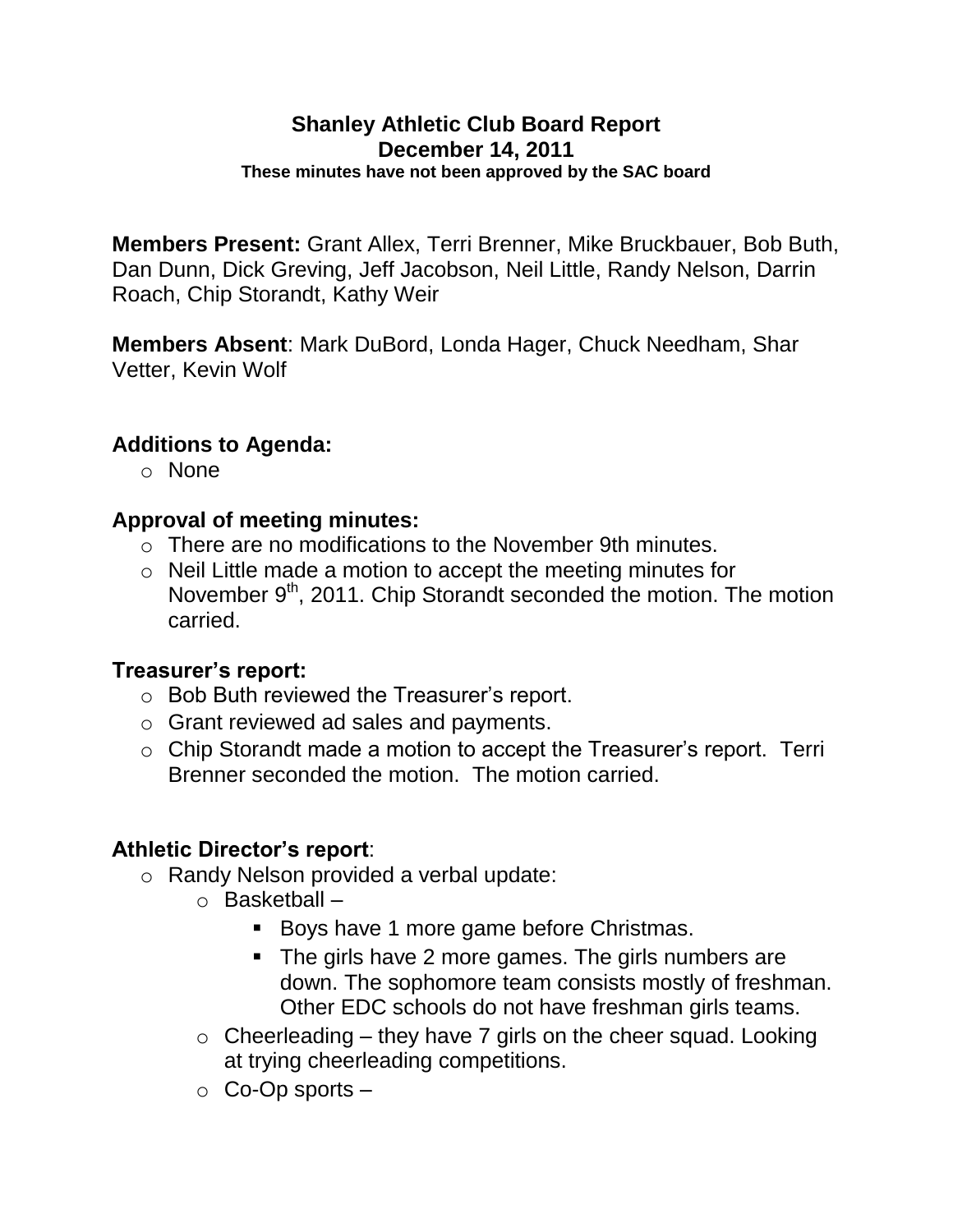# Shanley Athletic Club Board Report
## December 14, 2011
**These minutes have not been approved by the SAC board**

**Members Present:** Grant Allex, Terri Brenner, Mike Bruckbauer, Bob Buth, Dan Dunn, Dick Greving, Jeff Jacobson, Neil Little, Randy Nelson, Darrin Roach, Chip Storandt, Kathy Weir

**Members Absent**: Mark DuBord, Londa Hager, Chuck Needham, Shar Vetter, Kevin Wolf

### Additions to Agenda:
- None

### Approval of meeting minutes:
- There are no modifications to the November 9th minutes.
- Neil Little made a motion to accept the meeting minutes for November 9th, 2011. Chip Storandt seconded the motion. The motion carried.

### Treasurer's report:
- Bob Buth reviewed the Treasurer's report.
- Grant reviewed ad sales and payments.
- Chip Storandt made a motion to accept the Treasurer's report. Terri Brenner seconded the motion. The motion carried.

### Athletic Director's report:
- Randy Nelson provided a verbal update:
  - Basketball –
    - Boys have 1 more game before Christmas.
    - The girls have 2 more games. The girls numbers are down. The sophomore team consists mostly of freshman. Other EDC schools do not have freshman girls teams.
  - Cheerleading – they have 7 girls on the cheer squad. Looking at trying cheerleading competitions.
  - Co-Op sports –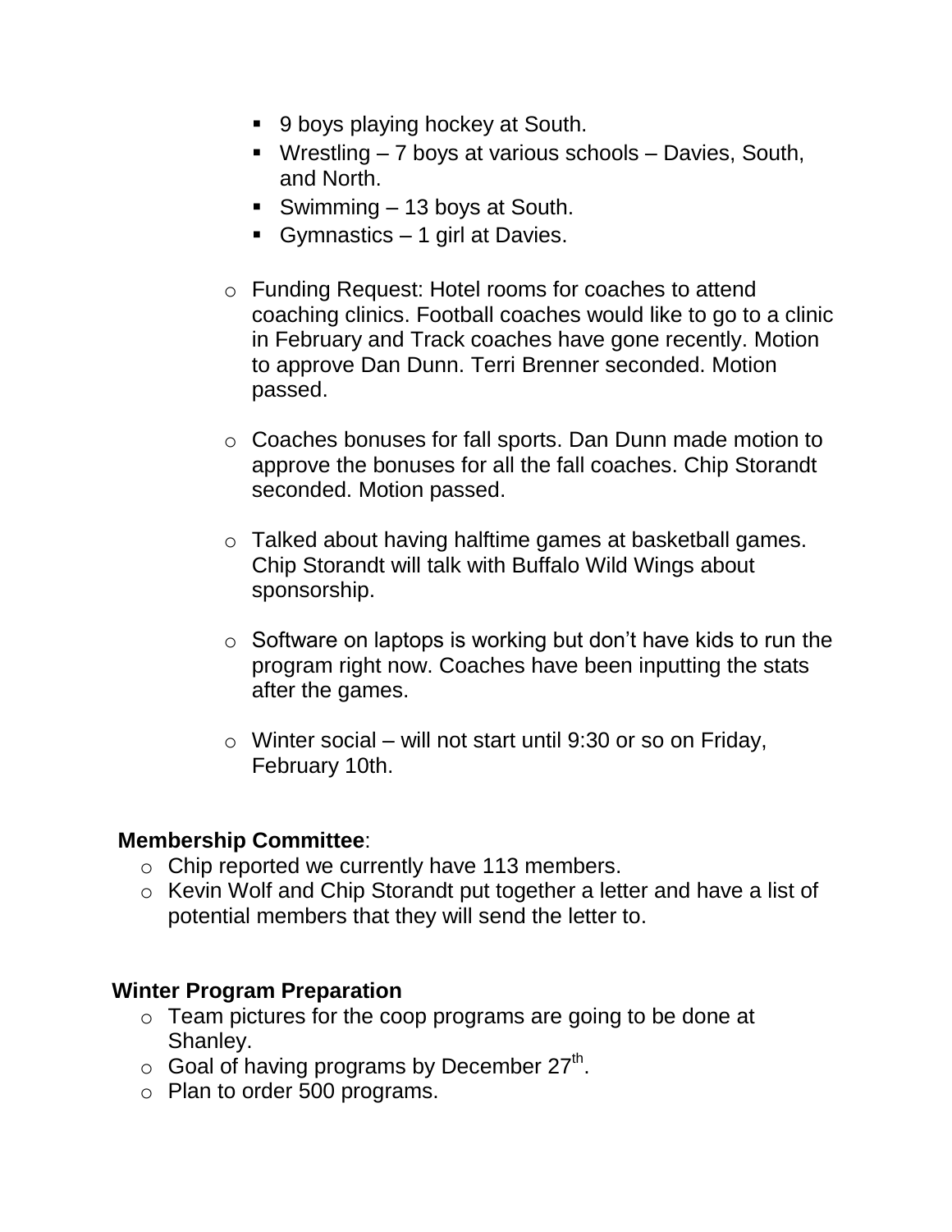- 9 boys playing hockey at South.
        - Wrestling – 7 boys at various schools – Davies, South, and North.
        - Swimming – 13 boys at South.
        - Gymnastics – 1 girl at Davies.

    - Funding Request: Hotel rooms for coaches to attend coaching clinics. Football coaches would like to go to a clinic in February and Track coaches have gone recently. Motion to approve Dan Dunn. Terri Brenner seconded. Motion passed.

    - Coaches bonuses for fall sports. Dan Dunn made motion to approve the bonuses for all the fall coaches. Chip Storandt seconded. Motion passed.

    - Talked about having halftime games at basketball games. Chip Storandt will talk with Buffalo Wild Wings about sponsorship.

    - Software on laptops is working but don't have kids to run the program right now. Coaches have been inputting the stats after the games.

    - Winter social – will not start until 9:30 or so on Friday, February 10th.

**Membership Committee**:

- Chip reported we currently have 113 members.
- Kevin Wolf and Chip Storandt put together a letter and have a list of potential members that they will send the letter to.

**Winter Program Preparation**

- Team pictures for the coop programs are going to be done at Shanley.
- Goal of having programs by December 27th.
- Plan to order 500 programs.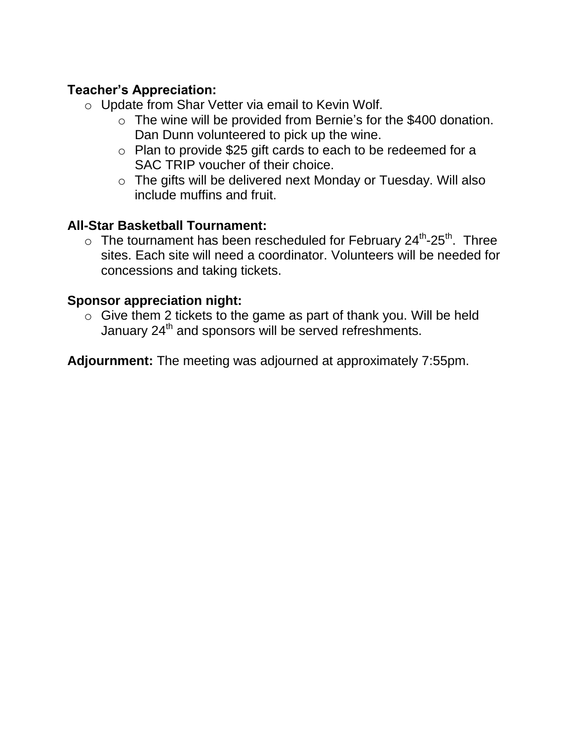**Teacher's Appreciation:**

- Update from Shar Vetter via email to Kevin Wolf.
  - The wine will be provided from Bernie's for the $400 donation. Dan Dunn volunteered to pick up the wine.
  - Plan to provide $25 gift cards to each to be redeemed for a SAC TRIP voucher of their choice.
  - The gifts will be delivered next Monday or Tuesday. Will also include muffins and fruit.

**All-Star Basketball Tournament:**

- The tournament has been rescheduled for February 24th-25th. Three sites. Each site will need a coordinator. Volunteers will be needed for concessions and taking tickets.

**Sponsor appreciation night:**

- Give them 2 tickets to the game as part of thank you. Will be held January 24th and sponsors will be served refreshments.

**Adjournment:** The meeting was adjourned at approximately 7:55pm.